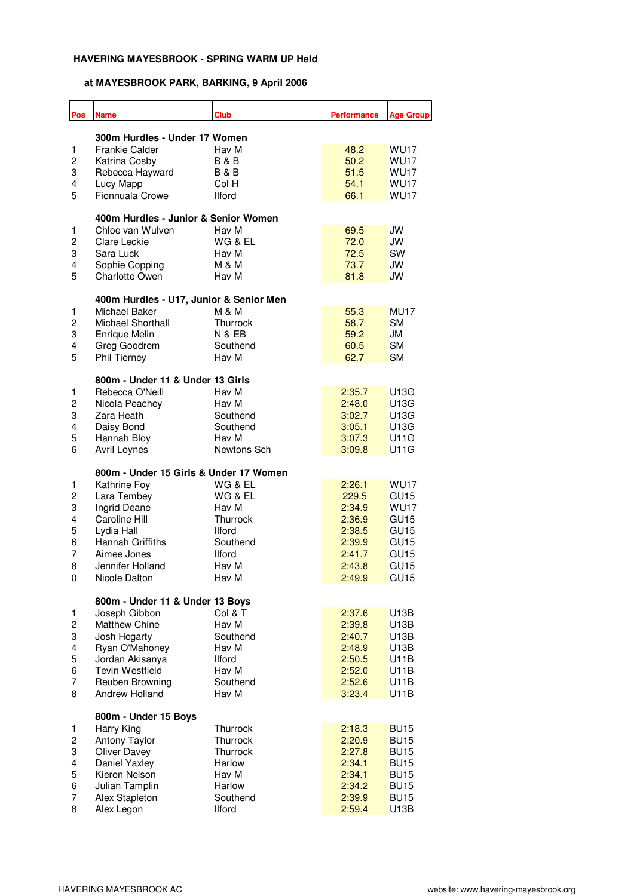**HAVERING MAYESBROOK - SPRING WARM UP Held**

**at MAYESBROOK PARK, BARKING, 9 April 2006**

| Pos | Name | Club | Performance | Age Group |
|---|---|---|---|---|
| | **300m Hurdles - Under 17 Women** | | | |
| 1 | Frankie Calder | Hav M | 48.2 | WU17 |
| 2 | Katrina Cosby | B & B | 50.2 | WU17 |
| 3 | Rebecca Hayward | B & B | 51.5 | WU17 |
| 4 | Lucy Mapp | Col H | 54.1 | WU17 |
| 5 | Fionnuala Crowe | Ilford | 66.1 | WU17 |
| | **400m Hurdles - Junior & Senior Women** | | | |
| 1 | Chloe van Wulven | Hav M | 69.5 | JW |
| 2 | Clare Leckie | WG & EL | 72.0 | JW |
| 3 | Sara Luck | Hav M | 72.5 | SW |
| 4 | Sophie Copping | M & M | 73.7 | JW |
| 5 | Charlotte Owen | Hav M | 81.8 | JW |
| | **400m Hurdles - U17, Junior & Senior Men** | | | |
| 1 | Michael Baker | M & M | 55.3 | MU17 |
| 2 | Michael Shorthall | Thurrock | 58.7 | SM |
| 3 | Enrique Melin | N & EB | 59.2 | JM |
| 4 | Greg Goodrem | Southend | 60.5 | SM |
| 5 | Phil Tierney | Hav M | 62.7 | SM |
| | **800m - Under 11 & Under 13 Girls** | | | |
| 1 | Rebecca O'Neill | Hav M | 2:35.7 | U13G |
| 2 | Nicola Peachey | Hav M | 2:48.0 | U13G |
| 3 | Zara Heath | Southend | 3:02.7 | U13G |
| 4 | Daisy Bond | Southend | 3:05.1 | U13G |
| 5 | Hannah Bloy | Hav M | 3:07.3 | U11G |
| 6 | Avril Loynes | Newtons Sch | 3:09.8 | U11G |
| | **800m - Under 15 Girls & Under 17 Women** | | | |
| 1 | Kathrine Foy | WG & EL | 2:26.1 | WU17 |
| 2 | Lara Tembey | WG & EL | 229.5 | GU15 |
| 3 | Ingrid Deane | Hav M | 2:34.9 | WU17 |
| 4 | Caroline Hill | Thurrock | 2:36.9 | GU15 |
| 5 | Lydia Hall | Ilford | 2:38.5 | GU15 |
| 6 | Hannah Griffiths | Southend | 2:39.9 | GU15 |
| 7 | Aimee Jones | Ilford | 2:41.7 | GU15 |
| 8 | Jennifer Holland | Hav M | 2:43.8 | GU15 |
| 0 | Nicole Dalton | Hav M | 2:49.9 | GU15 |
| | **800m - Under 11 & Under 13 Boys** | | | |
| 1 | Joseph Gibbon | Col & T | 2:37.6 | U13B |
| 2 | Matthew Chine | Hav M | 2:39.8 | U13B |
| 3 | Josh Hegarty | Southend | 2:40.7 | U13B |
| 4 | Ryan O'Mahoney | Hav M | 2:48.9 | U13B |
| 5 | Jordan Akisanya | Ilford | 2:50.5 | U11B |
| 6 | Tevin Westfield | Hav M | 2:52.0 | U11B |
| 7 | Reuben Browning | Southend | 2:52.6 | U11B |
| 8 | Andrew Holland | Hav M | 3:23.4 | U11B |
| | **800m - Under 15 Boys** | | | |
| 1 | Harry King | Thurrock | 2:18.3 | BU15 |
| 2 | Antony Taylor | Thurrock | 2:20.9 | BU15 |
| 3 | Oliver Davey | Thurrock | 2:27.8 | BU15 |
| 4 | Daniel Yaxley | Harlow | 2:34.1 | BU15 |
| 5 | Kieron Nelson | Hav M | 2:34.1 | BU15 |
| 6 | Julian Tamplin | Harlow | 2:34.2 | BU15 |
| 7 | Alex Stapleton | Southend | 2:39.9 | BU15 |
| 8 | Alex Legon | Ilford | 2:59.4 | U13B |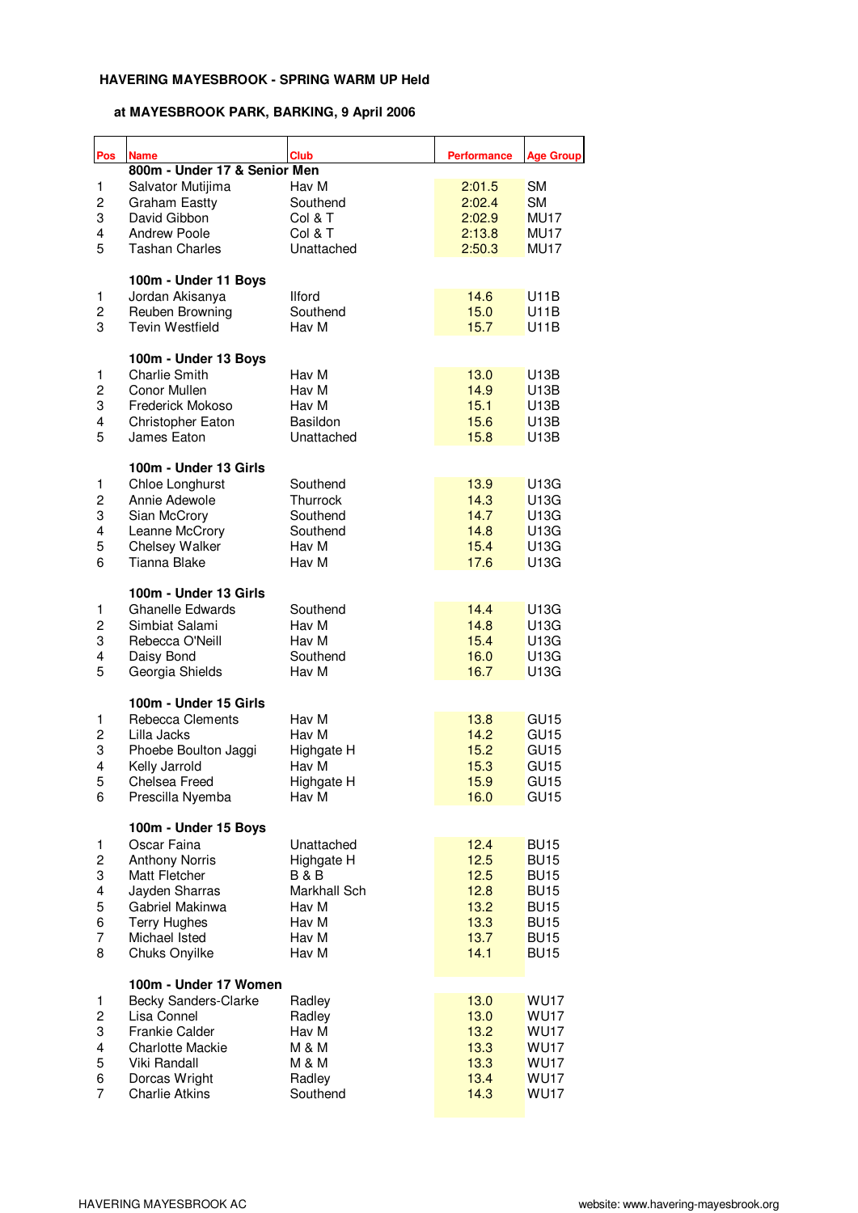**HAVERING MAYESBROOK - SPRING WARM UP Held**

**at MAYESBROOK PARK, BARKING, 9 April 2006**

| Pos | Name | Club | Performance | Age Group |
|---|---|---|---|---|
| | **800m - Under 17 & Senior Men** | | | |
| 1 | Salvator Mutijima | Hav M | 2:01.5 | SM |
| 2 | Graham Eastty | Southend | 2:02.4 | SM |
| 3 | David Gibbon | Col & T | 2:02.9 | MU17 |
| 4 | Andrew Poole | Col & T | 2:13.8 | MU17 |
| 5 | Tashan Charles | Unattached | 2:50.3 | MU17 |
| | **100m - Under 11 Boys** | | | |
| 1 | Jordan Akisanya | Ilford | 14.6 | U11B |
| 2 | Reuben Browning | Southend | 15.0 | U11B |
| 3 | Tevin Westfield | Hav M | 15.7 | U11B |
| | **100m - Under 13 Boys** | | | |
| 1 | Charlie Smith | Hav M | 13.0 | U13B |
| 2 | Conor Mullen | Hav M | 14.9 | U13B |
| 3 | Frederick Mokoso | Hav M | 15.1 | U13B |
| 4 | Christopher Eaton | Basildon | 15.6 | U13B |
| 5 | James Eaton | Unattached | 15.8 | U13B |
| | **100m - Under 13 Girls** | | | |
| 1 | Chloe Longhurst | Southend | 13.9 | U13G |
| 2 | Annie Adewole | Thurrock | 14.3 | U13G |
| 3 | Sian McCrory | Southend | 14.7 | U13G |
| 4 | Leanne McCrory | Southend | 14.8 | U13G |
| 5 | Chelsey Walker | Hav M | 15.4 | U13G |
| 6 | Tianna Blake | Hav M | 17.6 | U13G |
| | **100m - Under 13 Girls** | | | |
| 1 | Ghanelle Edwards | Southend | 14.4 | U13G |
| 2 | Simbiat Salami | Hav M | 14.8 | U13G |
| 3 | Rebecca O'Neill | Hav M | 15.4 | U13G |
| 4 | Daisy Bond | Southend | 16.0 | U13G |
| 5 | Georgia Shields | Hav M | 16.7 | U13G |
| | **100m - Under 15 Girls** | | | |
| 1 | Rebecca Clements | Hav M | 13.8 | GU15 |
| 2 | Lilla Jacks | Hav M | 14.2 | GU15 |
| 3 | Phoebe Boulton Jaggi | Highgate H | 15.2 | GU15 |
| 4 | Kelly Jarrold | Hav M | 15.3 | GU15 |
| 5 | Chelsea Freed | Highgate H | 15.9 | GU15 |
| 6 | Prescilla Nyemba | Hav M | 16.0 | GU15 |
| | **100m - Under 15 Boys** | | | |
| 1 | Oscar Faina | Unattached | 12.4 | BU15 |
| 2 | Anthony Norris | Highgate H | 12.5 | BU15 |
| 3 | Matt Fletcher | B & B | 12.5 | BU15 |
| 4 | Jayden Sharras | Markhall Sch | 12.8 | BU15 |
| 5 | Gabriel Makinwa | Hav M | 13.2 | BU15 |
| 6 | Terry Hughes | Hav M | 13.3 | BU15 |
| 7 | Michael Isted | Hav M | 13.7 | BU15 |
| 8 | Chuks Onyilke | Hav M | 14.1 | BU15 |
| | **100m - Under 17 Women** | | | |
| 1 | Becky Sanders-Clarke | Radley | 13.0 | WU17 |
| 2 | Lisa Connel | Radley | 13.0 | WU17 |
| 3 | Frankie Calder | Hav M | 13.2 | WU17 |
| 4 | Charlotte Mackie | M & M | 13.3 | WU17 |
| 5 | Viki Randall | M & M | 13.3 | WU17 |
| 6 | Dorcas Wright | Radley | 13.4 | WU17 |
| 7 | Charlie Atkins | Southend | 14.3 | WU17 |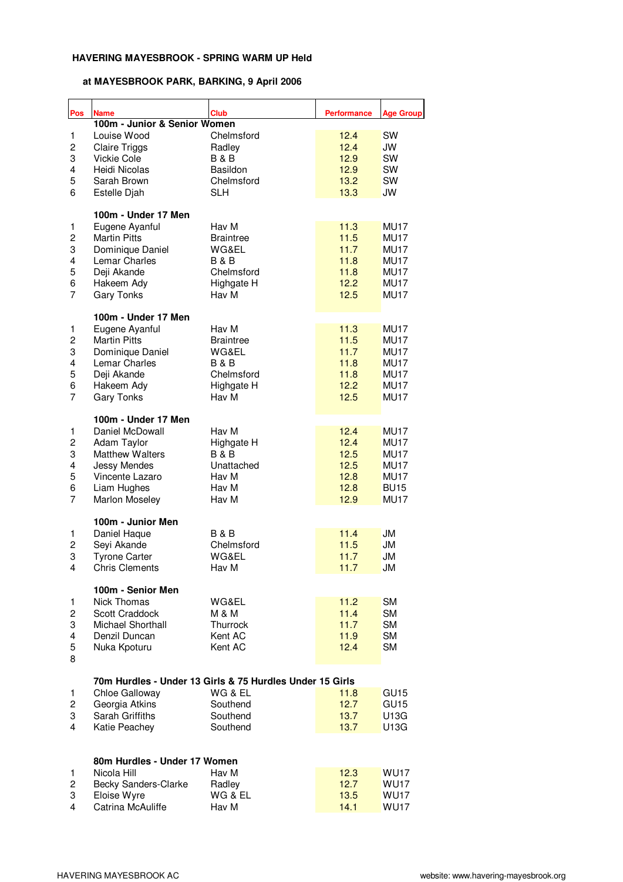**HAVERING MAYESBROOK - SPRING WARM UP Held**

**at MAYESBROOK PARK, BARKING, 9 April 2006**

| Pos | Name | Club | Performance | Age Group |
|---|---|---|---|---|
| | **100m - Junior & Senior Women** | | | |
| 1 | Louise Wood | Chelmsford | 12.4 | SW |
| 2 | Claire Triggs | Radley | 12.4 | JW |
| 3 | Vickie Cole | B & B | 12.9 | SW |
| 4 | Heidi Nicolas | Basildon | 12.9 | SW |
| 5 | Sarah Brown | Chelmsford | 13.2 | SW |
| 6 | Estelle Djah | SLH | 13.3 | JW |
| | | | | |
| | **100m - Under 17 Men** | | | |
| 1 | Eugene Ayanful | Hav M | 11.3 | MU17 |
| 2 | Martin Pitts | Braintree | 11.5 | MU17 |
| 3 | Dominique Daniel | WG&EL | 11.7 | MU17 |
| 4 | Lemar Charles | B & B | 11.8 | MU17 |
| 5 | Deji Akande | Chelmsford | 11.8 | MU17 |
| 6 | Hakeem Ady | Highgate H | 12.2 | MU17 |
| 7 | Gary Tonks | Hav M | 12.5 | MU17 |
| | | | | |
| | **100m - Under 17 Men** | | | |
| 1 | Eugene Ayanful | Hav M | 11.3 | MU17 |
| 2 | Martin Pitts | Braintree | 11.5 | MU17 |
| 3 | Dominique Daniel | WG&EL | 11.7 | MU17 |
| 4 | Lemar Charles | B & B | 11.8 | MU17 |
| 5 | Deji Akande | Chelmsford | 11.8 | MU17 |
| 6 | Hakeem Ady | Highgate H | 12.2 | MU17 |
| 7 | Gary Tonks | Hav M | 12.5 | MU17 |
| | | | | |
| | **100m - Under 17 Men** | | | |
| 1 | Daniel McDowall | Hav M | 12.4 | MU17 |
| 2 | Adam Taylor | Highgate H | 12.4 | MU17 |
| 3 | Matthew Walters | B & B | 12.5 | MU17 |
| 4 | Jessy Mendes | Unattached | 12.5 | MU17 |
| 5 | Vincente Lazaro | Hav M | 12.8 | MU17 |
| 6 | Liam Hughes | Hav M | 12.8 | BU15 |
| 7 | Marlon Moseley | Hav M | 12.9 | MU17 |
| | | | | |
| | **100m - Junior Men** | | | |
| 1 | Daniel Haque | B & B | 11.4 | JM |
| 2 | Seyi Akande | Chelmsford | 11.5 | JM |
| 3 | Tyrone Carter | WG&EL | 11.7 | JM |
| 4 | Chris Clements | Hav M | 11.7 | JM |
| | | | | |
| | **100m - Senior Men** | | | |
| 1 | Nick Thomas | WG&EL | 11.2 | SM |
| 2 | Scott Craddock | M & M | 11.4 | SM |
| 3 | Michael Shorthall | Thurrock | 11.7 | SM |
| 4 | Denzil Duncan | Kent AC | 11.9 | SM |
| 5 | Nuka Kpoturu | Kent AC | 12.4 | SM |
| 8 | | | | |
| | | | | |
| | **70m Hurdles - Under 13 Girls & 75 Hurdles Under 15 Girls** | | | |
| 1 | Chloe Galloway | WG & EL | 11.8 | GU15 |
| 2 | Georgia Atkins | Southend | 12.7 | GU15 |
| 3 | Sarah Griffiths | Southend | 13.7 | U13G |
| 4 | Katie Peachey | Southend | 13.7 | U13G |
| | | | | |
| | **80m Hurdles - Under 17 Women** | | | |
| 1 | Nicola Hill | Hav M | 12.3 | WU17 |
| 2 | Becky Sanders-Clarke | Radley | 12.7 | WU17 |
| 3 | Eloise Wyre | WG & EL | 13.5 | WU17 |
| 4 | Catrina McAuliffe | Hav M | 14.1 | WU17 |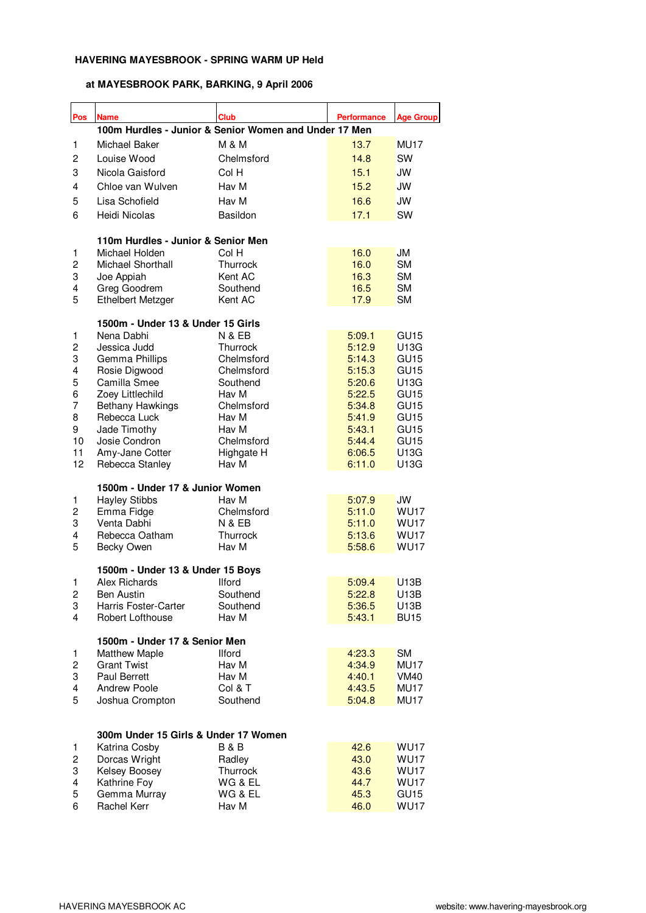**HAVERING MAYESBROOK - SPRING WARM UP Held**

**at MAYESBROOK PARK, BARKING, 9 April 2006**

| Pos | Name | Club | Performance | Age Group |
|---|---|---|---|---|
| | **100m Hurdles - Junior & Senior Women and Under 17 Men** | | | |
| 1 | Michael Baker | M & M | 13.7 | MU17 |
| 2 | Louise Wood | Chelmsford | 14.8 | SW |
| 3 | Nicola Gaisford | Col H | 15.1 | JW |
| 4 | Chloe van Wulven | Hav M | 15.2 | JW |
| 5 | Lisa Schofield | Hav M | 16.6 | JW |
| 6 | Heidi Nicolas | Basildon | 17.1 | SW |
| | | | | |
| | **110m Hurdles - Junior & Senior Men** | | | |
| 1 | Michael Holden | Col H | 16.0 | JM |
| 2 | Michael Shorthall | Thurrock | 16.0 | SM |
| 3 | Joe Appiah | Kent AC | 16.3 | SM |
| 4 | Greg Goodrem | Southend | 16.5 | SM |
| 5 | Ethelbert Metzger | Kent AC | 17.9 | SM |
| | | | | |
| | **1500m - Under 13 & Under 15 Girls** | | | |
| 1 | Nena Dabhi | N & EB | 5:09.1 | GU15 |
| 2 | Jessica Judd | Thurrock | 5:12.9 | U13G |
| 3 | Gemma Phillips | Chelmsford | 5:14.3 | GU15 |
| 4 | Rosie Digwood | Chelmsford | 5:15.3 | GU15 |
| 5 | Camilla Smee | Southend | 5:20.6 | U13G |
| 6 | Zoey Littlechild | Hav M | 5:22.5 | GU15 |
| 7 | Bethany Hawkings | Chelmsford | 5:34.8 | GU15 |
| 8 | Rebecca Luck | Hav M | 5:41.9 | GU15 |
| 9 | Jade Timothy | Hav M | 5:43.1 | GU15 |
| 10 | Josie Condron | Chelmsford | 5:44.4 | GU15 |
| 11 | Amy-Jane Cotter | Highgate H | 6:06.5 | U13G |
| 12 | Rebecca Stanley | Hav M | 6:11.0 | U13G |
| | | | | |
| | **1500m - Under 17 & Junior Women** | | | |
| 1 | Hayley Stibbs | Hav M | 5:07.9 | JW |
| 2 | Emma Fidge | Chelmsford | 5:11.0 | WU17 |
| 3 | Venta Dabhi | N & EB | 5:11.0 | WU17 |
| 4 | Rebecca Oatham | Thurrock | 5:13.6 | WU17 |
| 5 | Becky Owen | Hav M | 5:58.6 | WU17 |
| | | | | |
| | **1500m - Under 13 & Under 15 Boys** | | | |
| 1 | Alex Richards | Ilford | 5:09.4 | U13B |
| 2 | Ben Austin | Southend | 5:22.8 | U13B |
| 3 | Harris Foster-Carter | Southend | 5:36.5 | U13B |
| 4 | Robert Lofthouse | Hav M | 5:43.1 | BU15 |
| | | | | |
| | **1500m - Under 17 & Senior Men** | | | |
| 1 | Matthew Maple | Ilford | 4:23.3 | SM |
| 2 | Grant Twist | Hav M | 4:34.9 | MU17 |
| 3 | Paul Berrett | Hav M | 4:40.1 | VM40 |
| 4 | Andrew Poole | Col & T | 4:43.5 | MU17 |
| 5 | Joshua Crompton | Southend | 5:04.8 | MU17 |
| | | | | |
| | **300m Under 15 Girls & Under 17 Women** | | | |
| 1 | Katrina Cosby | B & B | 42.6 | WU17 |
| 2 | Dorcas Wright | Radley | 43.0 | WU17 |
| 3 | Kelsey Boosey | Thurrock | 43.6 | WU17 |
| 4 | Kathrine Foy | WG & EL | 44.7 | WU17 |
| 5 | Gemma Murray | WG & EL | 45.3 | GU15 |
| 6 | Rachel Kerr | Hav M | 46.0 | WU17 |

HAVERING MAYESBROOK AC | website: www.havering-mayesbrook.org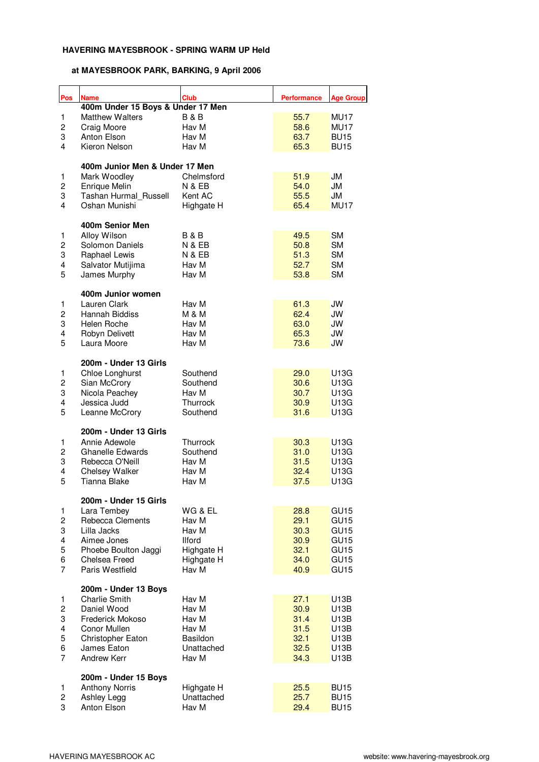**HAVERING MAYESBROOK - SPRING WARM UP Held**

**at MAYESBROOK PARK, BARKING, 9 April 2006**

| Pos | Name | Club | Performance | Age Group |
|---|---|---|---|---|
| | **400m Under 15 Boys & Under 17 Men** | | | |
| 1 | Matthew Walters | B & B | 55.7 | MU17 |
| 2 | Craig Moore | Hav M | 58.6 | MU17 |
| 3 | Anton Elson | Hav M | 63.7 | BU15 |
| 4 | Kieron Nelson | Hav M | 65.3 | BU15 |
| | | | | |
| | **400m Junior Men & Under 17 Men** | | | |
| 1 | Mark Woodley | Chelmsford | 51.9 | JM |
| 2 | Enrique Melin | N & EB | 54.0 | JM |
| 3 | Tashan Hurmal_Russell | Kent AC | 55.5 | JM |
| 4 | Oshan Munishi | Highgate H | 65.4 | MU17 |
| | | | | |
| | **400m Senior Men** | | | |
| 1 | Alloy Wilson | B & B | 49.5 | SM |
| 2 | Solomon Daniels | N & EB | 50.8 | SM |
| 3 | Raphael Lewis | N & EB | 51.3 | SM |
| 4 | Salvator Mutijima | Hav M | 52.7 | SM |
| 5 | James Murphy | Hav M | 53.8 | SM |
| | | | | |
| | **400m Junior women** | | | |
| 1 | Lauren Clark | Hav M | 61.3 | JW |
| 2 | Hannah Biddiss | M & M | 62.4 | JW |
| 3 | Helen Roche | Hav M | 63.0 | JW |
| 4 | Robyn Delivett | Hav M | 65.3 | JW |
| 5 | Laura Moore | Hav M | 73.6 | JW |
| | | | | |
| | **200m - Under 13 Girls** | | | |
| 1 | Chloe Longhurst | Southend | 29.0 | U13G |
| 2 | Sian McCrory | Southend | 30.6 | U13G |
| 3 | Nicola Peachey | Hav M | 30.7 | U13G |
| 4 | Jessica Judd | Thurrock | 30.9 | U13G |
| 5 | Leanne McCrory | Southend | 31.6 | U13G |
| | | | | |
| | **200m - Under 13 Girls** | | | |
| 1 | Annie Adewole | Thurrock | 30.3 | U13G |
| 2 | Ghanelle Edwards | Southend | 31.0 | U13G |
| 3 | Rebecca O'Neill | Hav M | 31.5 | U13G |
| 4 | Chelsey Walker | Hav M | 32.4 | U13G |
| 5 | Tianna Blake | Hav M | 37.5 | U13G |
| | | | | |
| | **200m - Under 15 Girls** | | | |
| 1 | Lara Tembey | WG & EL | 28.8 | GU15 |
| 2 | Rebecca Clements | Hav M | 29.1 | GU15 |
| 3 | Lilla Jacks | Hav M | 30.3 | GU15 |
| 4 | Aimee Jones | Ilford | 30.9 | GU15 |
| 5 | Phoebe Boulton Jaggi | Highgate H | 32.1 | GU15 |
| 6 | Chelsea Freed | Highgate H | 34.0 | GU15 |
| 7 | Paris Westfield | Hav M | 40.9 | GU15 |
| | | | | |
| | **200m - Under 13 Boys** | | | |
| 1 | Charlie Smith | Hav M | 27.1 | U13B |
| 2 | Daniel Wood | Hav M | 30.9 | U13B |
| 3 | Frederick Mokoso | Hav M | 31.4 | U13B |
| 4 | Conor Mullen | Hav M | 31.5 | U13B |
| 5 | Christopher Eaton | Basildon | 32.1 | U13B |
| 6 | James Eaton | Unattached | 32.5 | U13B |
| 7 | Andrew Kerr | Hav M | 34.3 | U13B |
| | | | | |
| | **200m - Under 15 Boys** | | | |
| 1 | Anthony Norris | Highgate H | 25.5 | BU15 |
| 2 | Ashley Legg | Unattached | 25.7 | BU15 |
| 3 | Anton Elson | Hav M | 29.4 | BU15 |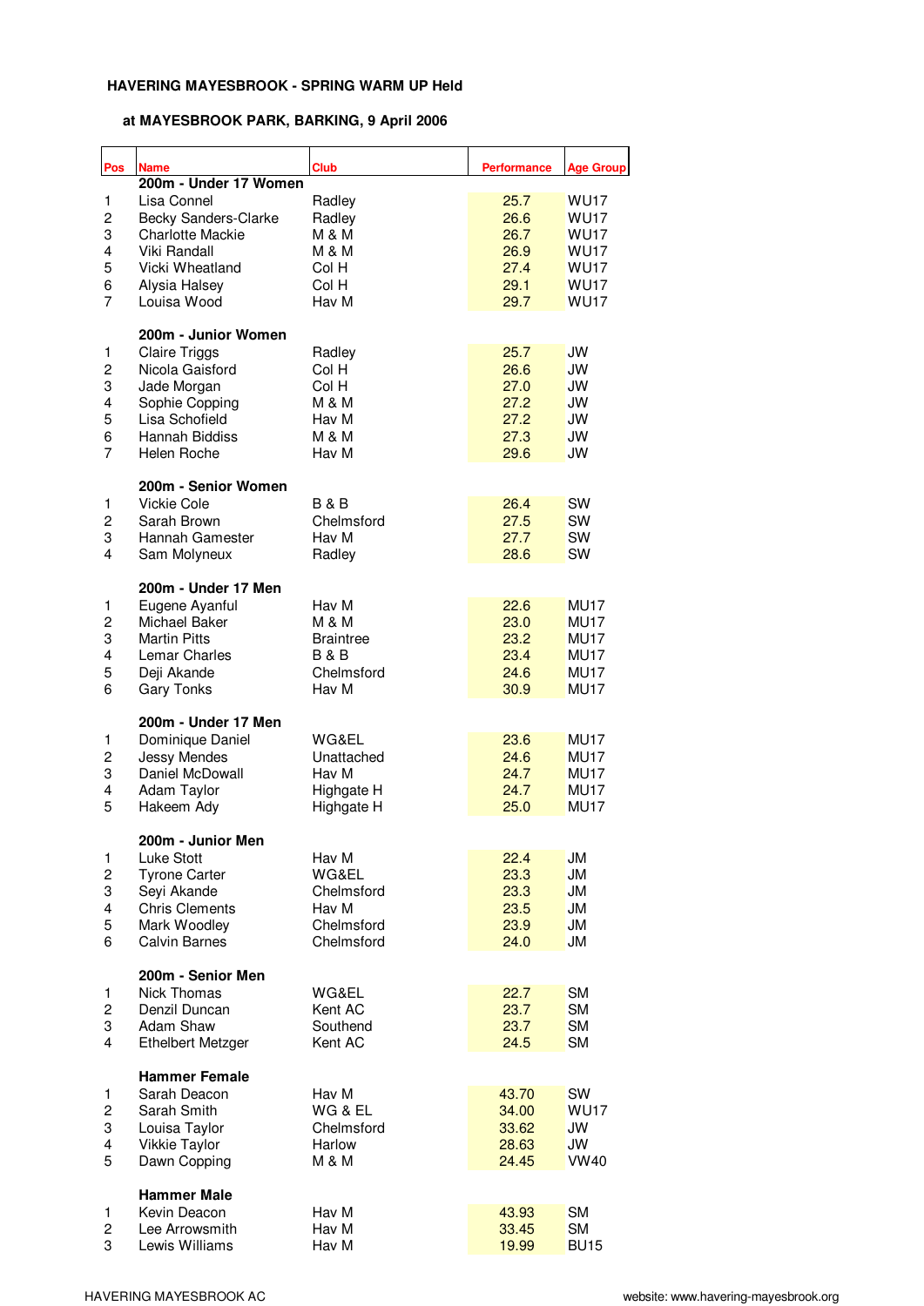**HAVERING MAYESBROOK - SPRING WARM UP Held**

**at MAYESBROOK PARK, BARKING, 9 April 2006**

| Pos | Name | Club | Performance | Age Group |
|---|---|---|---|---|
| | **200m - Under 17 Women** | | | |
| 1 | Lisa Connel | Radley | 25.7 | WU17 |
| 2 | Becky Sanders-Clarke | Radley | 26.6 | WU17 |
| 3 | Charlotte Mackie | M & M | 26.7 | WU17 |
| 4 | Viki Randall | M & M | 26.9 | WU17 |
| 5 | Vicki Wheatland | Col H | 27.4 | WU17 |
| 6 | Alysia Halsey | Col H | 29.1 | WU17 |
| 7 | Louisa Wood | Hav M | 29.7 | WU17 |
| | | | | |
| | **200m - Junior Women** | | | |
| 1 | Claire Triggs | Radley | 25.7 | JW |
| 2 | Nicola Gaisford | Col H | 26.6 | JW |
| 3 | Jade Morgan | Col H | 27.0 | JW |
| 4 | Sophie Copping | M & M | 27.2 | JW |
| 5 | Lisa Schofield | Hav M | 27.2 | JW |
| 6 | Hannah Biddiss | M & M | 27.3 | JW |
| 7 | Helen Roche | Hav M | 29.6 | JW |
| | | | | |
| | **200m - Senior Women** | | | |
| 1 | Vickie Cole | B & B | 26.4 | SW |
| 2 | Sarah Brown | Chelmsford | 27.5 | SW |
| 3 | Hannah Gamester | Hav M | 27.7 | SW |
| 4 | Sam Molyneux | Radley | 28.6 | SW |
| | | | | |
| | **200m - Under 17 Men** | | | |
| 1 | Eugene Ayanful | Hav M | 22.6 | MU17 |
| 2 | Michael Baker | M & M | 23.0 | MU17 |
| 3 | Martin Pitts | Braintree | 23.2 | MU17 |
| 4 | Lemar Charles | B & B | 23.4 | MU17 |
| 5 | Deji Akande | Chelmsford | 24.6 | MU17 |
| 6 | Gary Tonks | Hav M | 30.9 | MU17 |
| | | | | |
| | **200m - Under 17 Men** | | | |
| 1 | Dominique Daniel | WG&EL | 23.6 | MU17 |
| 2 | Jessy Mendes | Unattached | 24.6 | MU17 |
| 3 | Daniel McDowall | Hav M | 24.7 | MU17 |
| 4 | Adam Taylor | Highgate H | 24.7 | MU17 |
| 5 | Hakeem Ady | Highgate H | 25.0 | MU17 |
| | | | | |
| | **200m - Junior Men** | | | |
| 1 | Luke Stott | Hav M | 22.4 | JM |
| 2 | Tyrone Carter | WG&EL | 23.3 | JM |
| 3 | Seyi Akande | Chelmsford | 23.3 | JM |
| 4 | Chris Clements | Hav M | 23.5 | JM |
| 5 | Mark Woodley | Chelmsford | 23.9 | JM |
| 6 | Calvin Barnes | Chelmsford | 24.0 | JM |
| | | | | |
| | **200m - Senior Men** | | | |
| 1 | Nick Thomas | WG&EL | 22.7 | SM |
| 2 | Denzil Duncan | Kent AC | 23.7 | SM |
| 3 | Adam Shaw | Southend | 23.7 | SM |
| 4 | Ethelbert Metzger | Kent AC | 24.5 | SM |
| | | | | |
| | **Hammer Female** | | | |
| 1 | Sarah Deacon | Hav M | 43.70 | SW |
| 2 | Sarah Smith | WG & EL | 34.00 | WU17 |
| 3 | Louisa Taylor | Chelmsford | 33.62 | JW |
| 4 | Vikkie Taylor | Harlow | 28.63 | JW |
| 5 | Dawn Copping | M & M | 24.45 | VW40 |
| | | | | |
| | **Hammer Male** | | | |
| 1 | Kevin Deacon | Hav M | 43.93 | SM |
| 2 | Lee Arrowsmith | Hav M | 33.45 | SM |
| 3 | Lewis Williams | Hav M | 19.99 | BU15 |

HAVERING MAYESBROOK AC website: www.havering-mayesbrook.org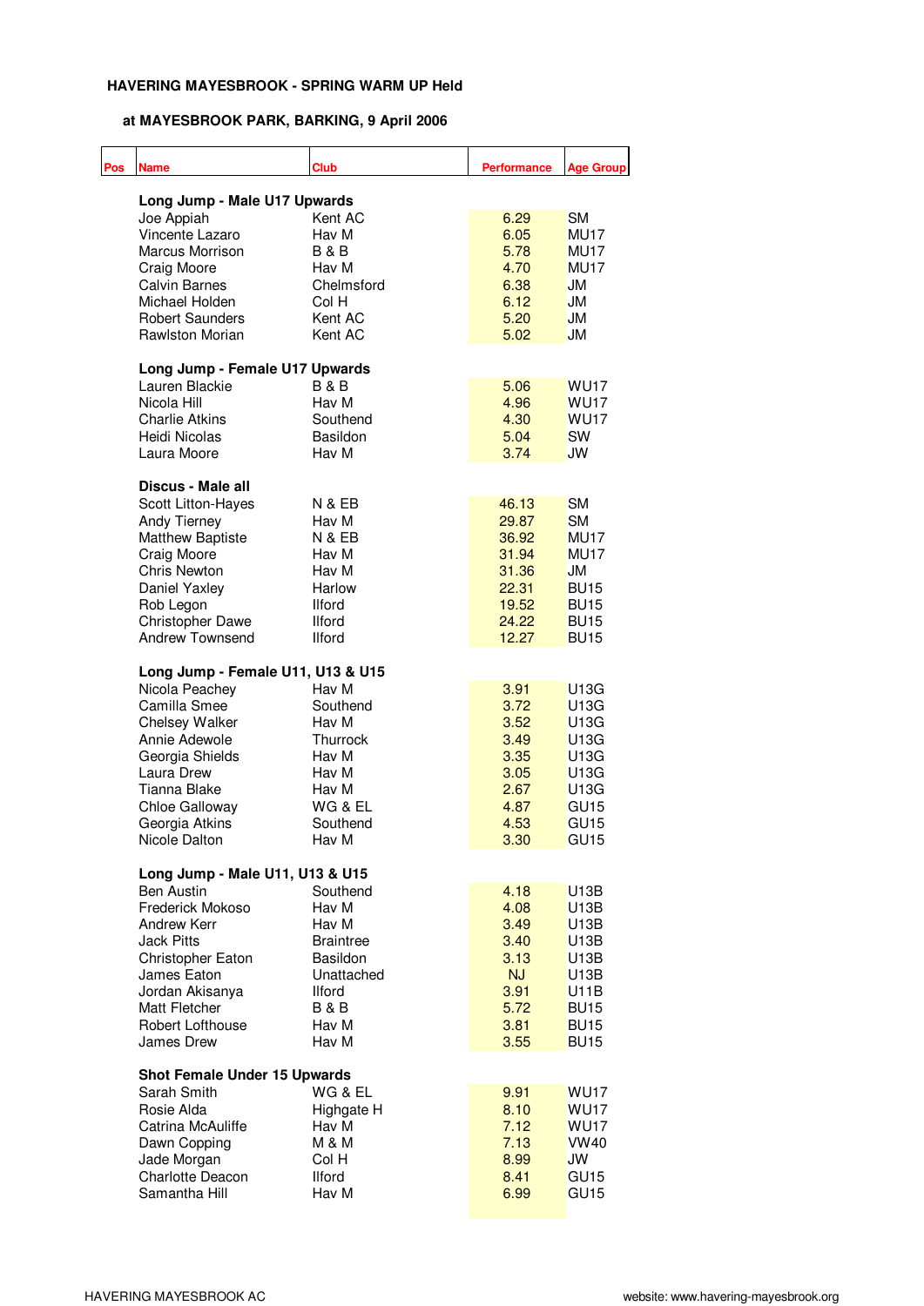**HAVERING MAYESBROOK - SPRING WARM UP Held**

**at MAYESBROOK PARK, BARKING, 9 April 2006**

| Pos | Name | Club | Performance | Age Group |
|---|---|---|---|---|
| | **Long Jump - Male U17 Upwards** | | | |
| | Joe Appiah | Kent AC | 6.29 | SM |
| | Vincente Lazaro | Hav M | 6.05 | MU17 |
| | Marcus Morrison | B & B | 5.78 | MU17 |
| | Craig Moore | Hav M | 4.70 | MU17 |
| | Calvin Barnes | Chelmsford | 6.38 | JM |
| | Michael Holden | Col H | 6.12 | JM |
| | Robert Saunders | Kent AC | 5.20 | JM |
| | Rawlston Morian | Kent AC | 5.02 | JM |
| | **Long Jump - Female U17 Upwards** | | | |
| | Lauren Blackie | B & B | 5.06 | WU17 |
| | Nicola Hill | Hav M | 4.96 | WU17 |
| | Charlie Atkins | Southend | 4.30 | WU17 |
| | Heidi Nicolas | Basildon | 5.04 | SW |
| | Laura Moore | Hav M | 3.74 | JW |
| | **Discus - Male all** | | | |
| | Scott Litton-Hayes | N & EB | 46.13 | SM |
| | Andy Tierney | Hav M | 29.87 | SM |
| | Matthew Baptiste | N & EB | 36.92 | MU17 |
| | Craig Moore | Hav M | 31.94 | MU17 |
| | Chris Newton | Hav M | 31.36 | JM |
| | Daniel Yaxley | Harlow | 22.31 | BU15 |
| | Rob Legon | Ilford | 19.52 | BU15 |
| | Christopher Dawe | Ilford | 24.22 | BU15 |
| | Andrew Townsend | Ilford | 12.27 | BU15 |
| | **Long Jump - Female U11, U13 & U15** | | | |
| | Nicola Peachey | Hav M | 3.91 | U13G |
| | Camilla Smee | Southend | 3.72 | U13G |
| | Chelsey Walker | Hav M | 3.52 | U13G |
| | Annie Adewole | Thurrock | 3.49 | U13G |
| | Georgia Shields | Hav M | 3.35 | U13G |
| | Laura Drew | Hav M | 3.05 | U13G |
| | Tianna Blake | Hav M | 2.67 | U13G |
| | Chloe Galloway | WG & EL | 4.87 | GU15 |
| | Georgia Atkins | Southend | 4.53 | GU15 |
| | Nicole Dalton | Hav M | 3.30 | GU15 |
| | **Long Jump - Male U11, U13 & U15** | | | |
| | Ben Austin | Southend | 4.18 | U13B |
| | Frederick Mokoso | Hav M | 4.08 | U13B |
| | Andrew Kerr | Hav M | 3.49 | U13B |
| | Jack Pitts | Braintree | 3.40 | U13B |
| | Christopher Eaton | Basildon | 3.13 | U13B |
| | James Eaton | Unattached | NJ | U13B |
| | Jordan Akisanya | Ilford | 3.91 | U11B |
| | Matt Fletcher | B & B | 5.72 | BU15 |
| | Robert Lofthouse | Hav M | 3.81 | BU15 |
| | James Drew | Hav M | 3.55 | BU15 |
| | **Shot Female Under 15 Upwards** | | | |
| | Sarah Smith | WG & EL | 9.91 | WU17 |
| | Rosie Alda | Highgate H | 8.10 | WU17 |
| | Catrina McAuliffe | Hav M | 7.12 | WU17 |
| | Dawn Copping | M & M | 7.13 | VW40 |
| | Jade Morgan | Col H | 8.99 | JW |
| | Charlotte Deacon | Ilford | 8.41 | GU15 |
| | Samantha Hill | Hav M | 6.99 | GU15 |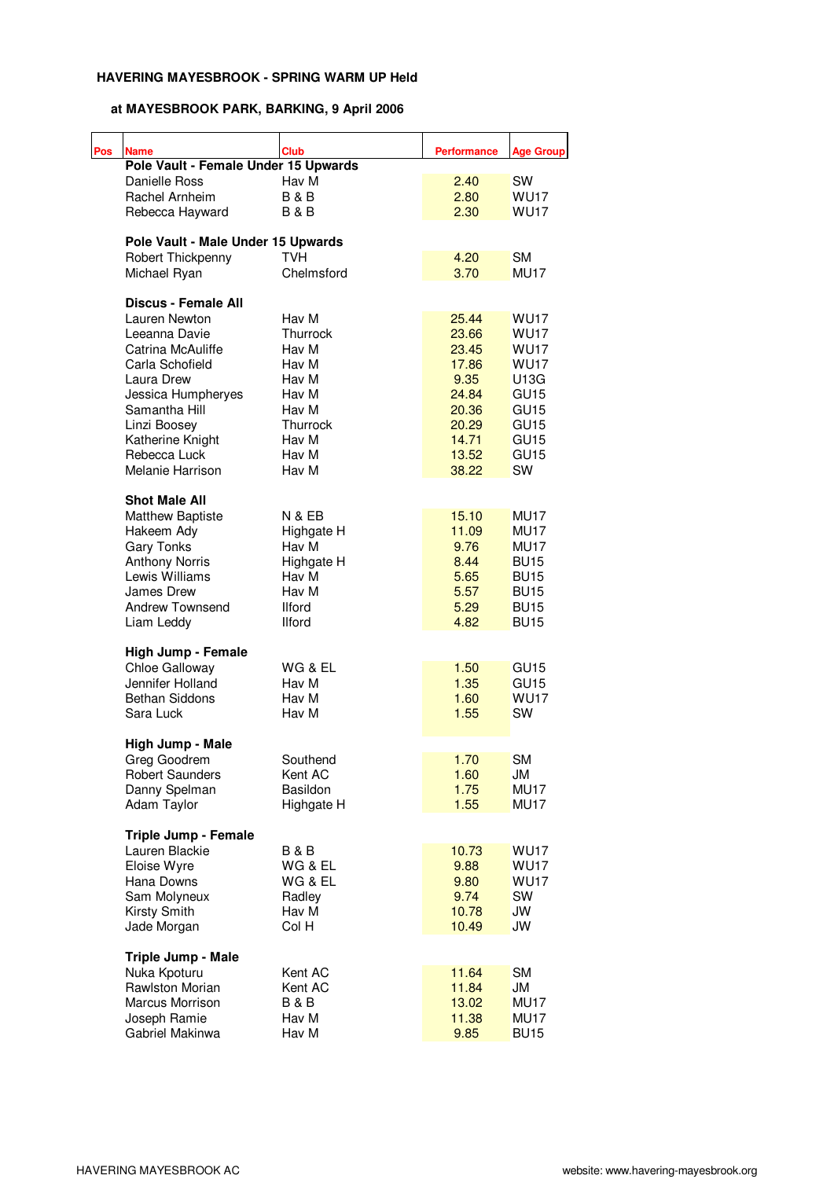**HAVERING MAYESBROOK - SPRING WARM UP Held**

**at MAYESBROOK PARK, BARKING, 9 April 2006**

| Pos | Name | Club | Performance | Age Group |
|---|---|---|---|---|
| | **Pole Vault - Female Under 15 Upwards** | | | |
| | Danielle Ross | Hav M | 2.40 | SW |
| | Rachel Arnheim | B & B | 2.80 | WU17 |
| | Rebecca Hayward | B & B | 2.30 | WU17 |
| | | | | |
| | **Pole Vault - Male Under 15 Upwards** | | | |
| | Robert Thickpenny | TVH | 4.20 | SM |
| | Michael Ryan | Chelmsford | 3.70 | MU17 |
| | | | | |
| | **Discus - Female All** | | | |
| | Lauren Newton | Hav M | 25.44 | WU17 |
| | Leeanna Davie | Thurrock | 23.66 | WU17 |
| | Catrina McAuliffe | Hav M | 23.45 | WU17 |
| | Carla Schofield | Hav M | 17.86 | WU17 |
| | Laura Drew | Hav M | 9.35 | U13G |
| | Jessica Humpheryes | Hav M | 24.84 | GU15 |
| | Samantha Hill | Hav M | 20.36 | GU15 |
| | Linzi Boosey | Thurrock | 20.29 | GU15 |
| | Katherine Knight | Hav M | 14.71 | GU15 |
| | Rebecca Luck | Hav M | 13.52 | GU15 |
| | Melanie Harrison | Hav M | 38.22 | SW |
| | | | | |
| | **Shot Male All** | | | |
| | Matthew Baptiste | N & EB | 15.10 | MU17 |
| | Hakeem Ady | Highgate H | 11.09 | MU17 |
| | Gary Tonks | Hav M | 9.76 | MU17 |
| | Anthony Norris | Highgate H | 8.44 | BU15 |
| | Lewis Williams | Hav M | 5.65 | BU15 |
| | James Drew | Hav M | 5.57 | BU15 |
| | Andrew Townsend | Ilford | 5.29 | BU15 |
| | Liam Leddy | Ilford | 4.82 | BU15 |
| | | | | |
| | **High Jump - Female** | | | |
| | Chloe Galloway | WG & EL | 1.50 | GU15 |
| | Jennifer Holland | Hav M | 1.35 | GU15 |
| | Bethan Siddons | Hav M | 1.60 | WU17 |
| | Sara Luck | Hav M | 1.55 | SW |
| | | | | |
| | **High Jump - Male** | | | |
| | Greg Goodrem | Southend | 1.70 | SM |
| | Robert Saunders | Kent AC | 1.60 | JM |
| | Danny Spelman | Basildon | 1.75 | MU17 |
| | Adam Taylor | Highgate H | 1.55 | MU17 |
| | | | | |
| | **Triple Jump - Female** | | | |
| | Lauren Blackie | B & B | 10.73 | WU17 |
| | Eloise Wyre | WG & EL | 9.88 | WU17 |
| | Hana Downs | WG & EL | 9.80 | WU17 |
| | Sam Molyneux | Radley | 9.74 | SW |
| | Kirsty Smith | Hav M | 10.78 | JW |
| | Jade Morgan | Col H | 10.49 | JW |
| | | | | |
| | **Triple Jump - Male** | | | |
| | Nuka Kpoturu | Kent AC | 11.64 | SM |
| | Rawlston Morian | Kent AC | 11.84 | JM |
| | Marcus Morrison | B & B | 13.02 | MU17 |
| | Joseph Ramie | Hav M | 11.38 | MU17 |
| | Gabriel Makinwa | Hav M | 9.85 | BU15 |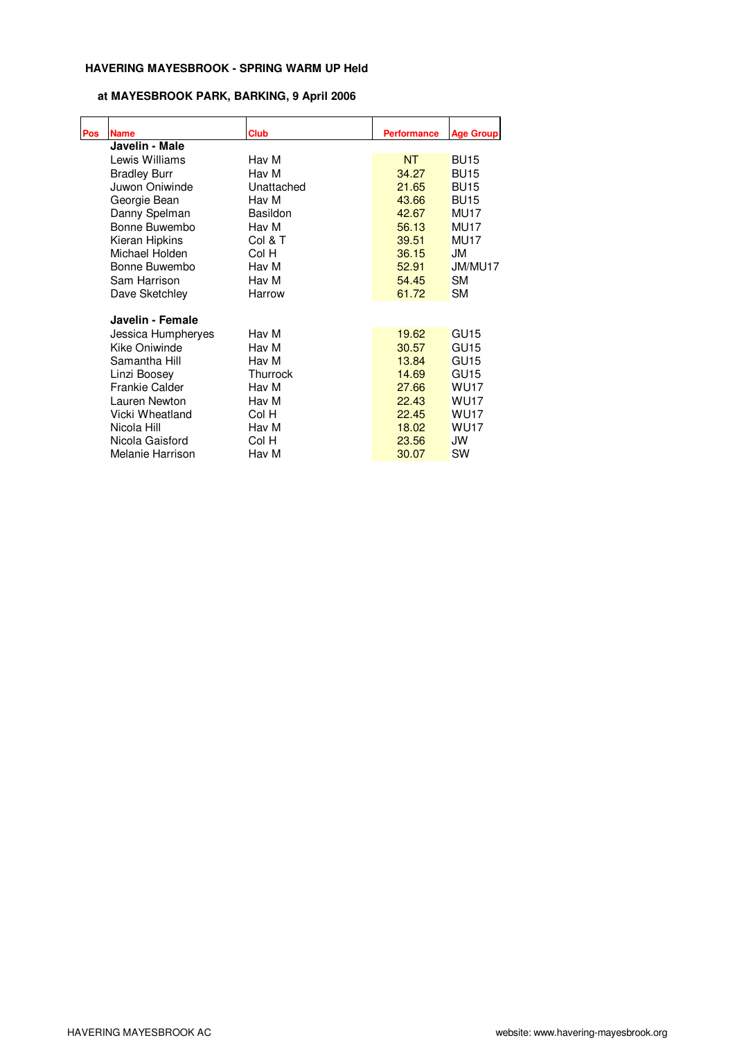**HAVERING MAYESBROOK - SPRING WARM UP Held**

**at MAYESBROOK PARK, BARKING, 9 April 2006**

| Pos | Name | Club | Performance | Age Group |
|---|---|---|---|---|
| | **Javelin - Male** | | | |
| | Lewis Williams | Hav M | NT | BU15 |
| | Bradley Burr | Hav M | 34.27 | BU15 |
| | Juwon Oniwinde | Unattached | 21.65 | BU15 |
| | Georgie Bean | Hav M | 43.66 | BU15 |
| | Danny Spelman | Basildon | 42.67 | MU17 |
| | Bonne Buwembo | Hav M | 56.13 | MU17 |
| | Kieran Hipkins | Col & T | 39.51 | MU17 |
| | Michael Holden | Col H | 36.15 | JM |
| | Bonne Buwembo | Hav M | 52.91 | JM/MU17 |
| | Sam Harrison | Hav M | 54.45 | SM |
| | Dave Sketchley | Harrow | 61.72 | SM |
| | **Javelin - Female** | | | |
| | Jessica Humpheryes | Hav M | 19.62 | GU15 |
| | Kike Oniwinde | Hav M | 30.57 | GU15 |
| | Samantha Hill | Hav M | 13.84 | GU15 |
| | Linzi Boosey | Thurrock | 14.69 | GU15 |
| | Frankie Calder | Hav M | 27.66 | WU17 |
| | Lauren Newton | Hav M | 22.43 | WU17 |
| | Vicki Wheatland | Col H | 22.45 | WU17 |
| | Nicola Hill | Hav M | 18.02 | WU17 |
| | Nicola Gaisford | Col H | 23.56 | JW |
| | Melanie Harrison | Hav M | 30.07 | SW |